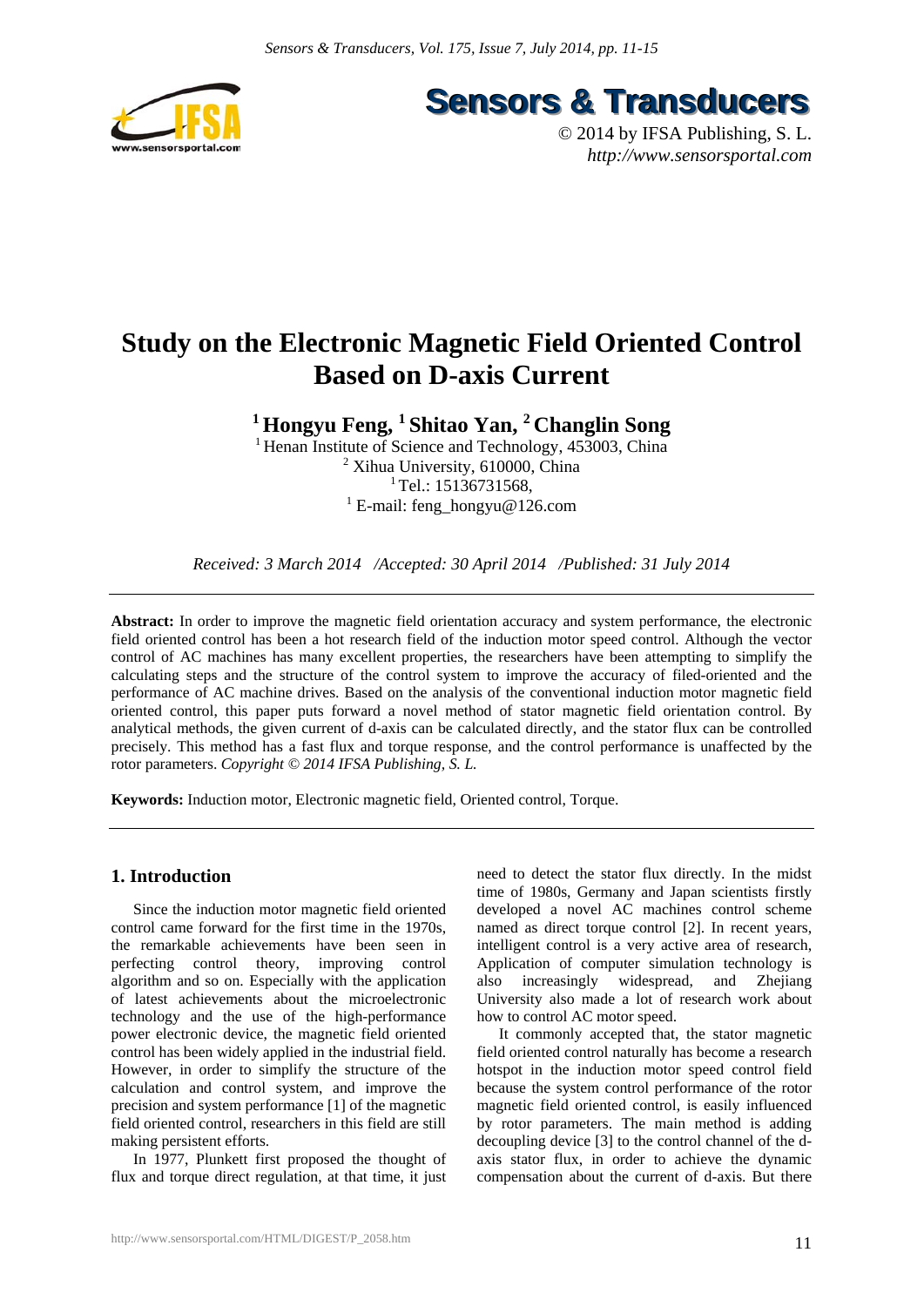# Study on the Electronic Magnetic Field Oriented Control Based on D-axis Current

**[1] Hongyu Feng, [1] Shitao Yan, [2] Changlin Song**

[1] Henan Institute of Science and Technology, 453003, China
[2] Xihua University, 610000, China
[1] Tel.: 15136731568,
[1] E-mail: feng_hongyu@126.com

*Received: 3 March 2014 /Accepted: 30 April 2014 /Published: 31 July 2014*

---

**Abstract:** In order to improve the magnetic field orientation accuracy and system performance, the electronic field oriented control has been a hot research field of the induction motor speed control. Although the vector control of AC machines has many excellent properties, the researchers have been attempting to simplify the calculating steps and the structure of the control system to improve the accuracy of filed-oriented and the performance of AC machine drives. Based on the analysis of the conventional induction motor magnetic field oriented control, this paper puts forward a novel method of stator magnetic field orientation control. By analytical methods, the given current of d-axis can be calculated directly, and the stator flux can be controlled precisely. This method has a fast flux and torque response, and the control performance is unaffected by the rotor parameters. *Copyright © 2014 IFSA Publishing, S. L.*

**Keywords:** Induction motor, Electronic magnetic field, Oriented control, Torque.

---

## 1. Introduction

Since the induction motor magnetic field oriented control came forward for the first time in the 1970s, the remarkable achievements have been seen in perfecting control theory, improving control algorithm and so on. Especially with the application of latest achievements about the microelectronic technology and the use of the high-performance power electronic device, the magnetic field oriented control has been widely applied in the industrial field. However, in order to simplify the structure of the calculation and control system, and improve the precision and system performance [1] of the magnetic field oriented control, researchers in this field are still making persistent efforts.

In 1977, Plunkett first proposed the thought of flux and torque direct regulation, at that time, it just need to detect the stator flux directly. In the midst time of 1980s, Germany and Japan scientists firstly developed a novel AC machines control scheme named as direct torque control [2]. In recent years, intelligent control is a very active area of research, Application of computer simulation technology is also increasingly widespread, and Zhejiang University also made a lot of research work about how to control AC motor speed.

It commonly accepted that, the stator magnetic field oriented control naturally has become a research hotspot in the induction motor speed control field because the system control performance of the rotor magnetic field oriented control, is easily influenced by rotor parameters. The main method is adding decoupling device [3] to the control channel of the d-axis stator flux, in order to achieve the dynamic compensation about the current of d-axis. But there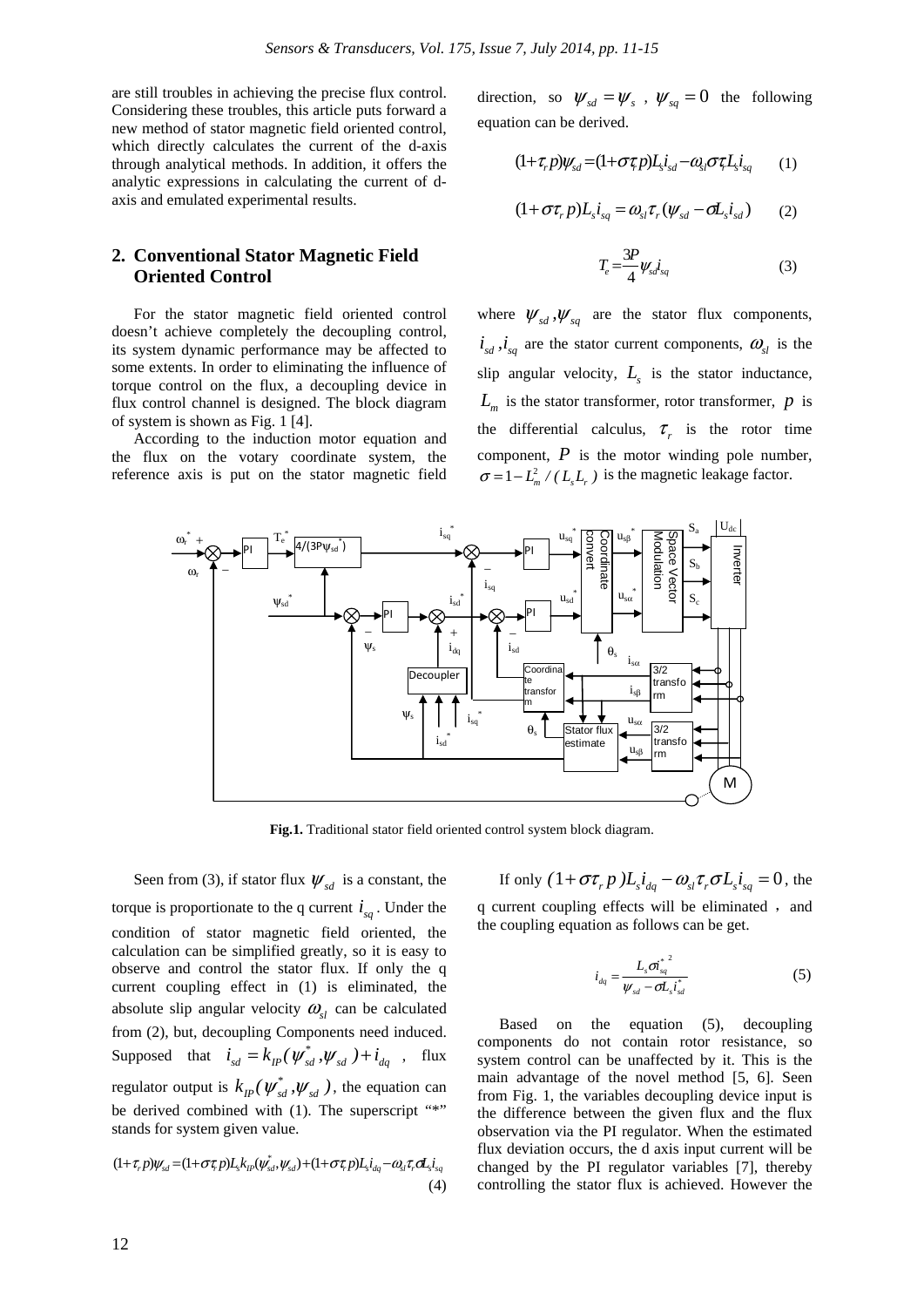are still troubles in achieving the precise flux control. Considering these troubles, this article puts forward a new method of stator magnetic field oriented control, which directly calculates the current of the d-axis through analytical methods. In addition, it offers the analytic expressions in calculating the current of d-axis and emulated experimental results.

## 2. Conventional Stator Magnetic Field Oriented Control

For the stator magnetic field oriented control doesn't achieve completely the decoupling control, its system dynamic performance may be affected to some extents. In order to eliminating the influence of torque control on the flux, a decoupling device in flux control channel is designed. The block diagram of system is shown as Fig. 1 [4].

According to the induction motor equation and the flux on the votary coordinate system, the reference axis is put on the stator magnetic field direction, so $\psi_{sd} = \psi_s$ , $\psi_{sq} = 0$ the following equation can be derived.

$$(1+\tau_r p)\psi_{sd} = (1+\sigma\tau_r p)L_s i_{sd} - \omega_{sl}\sigma\tau_r L_s i_{sq} \qquad (1)$$

$$(1+\sigma\tau_r p)L_s i_{sq} = \omega_{sl}\tau_r(\psi_{sd} - \sigma L_s i_{sd}) \qquad (2)$$

$$T_e = \frac{3P}{4}\psi_{sd} i_{sq} \qquad (3)$$

where $\psi_{sd}, \psi_{sq}$ are the stator flux components, $i_{sd}, i_{sq}$ are the stator current components, $\omega_{sl}$ is the slip angular velocity, $L_s$ is the stator inductance, $L_m$ is the stator transformer, rotor transformer, $p$ is the differential calculus, $\tau_r$ is the rotor time component, $P$ is the motor winding pole number, $\sigma = 1 - L_m^2 / (L_s L_r)$ is the magnetic leakage factor.

**Fig.1.** Traditional stator field oriented control system block diagram.

Seen from (3), if stator flux $\psi_{sd}$ is a constant, the torque is proportionate to the q current $i_{sq}$. Under the condition of stator magnetic field oriented, the calculation can be simplified greatly, so it is easy to observe and control the stator flux. If only the q current coupling effect in (1) is eliminated, the absolute slip angular velocity $\omega_{sl}$ can be calculated from (2), but, decoupling Components need induced. Supposed that $i_{sd} = k_{IP}(\psi_{sd}^*, \psi_{sd}) + i_{dq}$ , flux regulator output is $k_{IP}(\psi_{sd}^*, \psi_{sd})$, the equation can be derived combined with (1). The superscript "*" stands for system given value.

$$(1+\tau_r p)\psi_{sd} = (1+\sigma\tau_r p)L_s k_{IP}(\psi_{sd}^*, \psi_{sd}) + (1+\sigma\tau_r p)L_s i_{dq} - \omega_{sl}\tau_r\sigma L_s i_{sq} \qquad (4)$$

If only $(1+\sigma\tau_r p)L_s i_{dq} - \omega_{sl}\tau_r\sigma L_s i_{sq} = 0$, the q current coupling effects will be eliminated , and the coupling equation as follows can be get.

$$i_{dq} = \frac{L_s\sigma i_{sq}^{*\,2}}{\psi_{sd} - \sigma L_s i_{sd}^*} \qquad (5)$$

Based on the equation (5), decoupling components do not contain rotor resistance, so system control can be unaffected by it. This is the main advantage of the novel method [5, 6]. Seen from Fig. 1, the variables decoupling device input is the difference between the given flux and the flux observation via the PI regulator. When the estimated flux deviation occurs, the d axis input current will be changed by the PI regulator variables [7], thereby controlling the stator flux is achieved. However the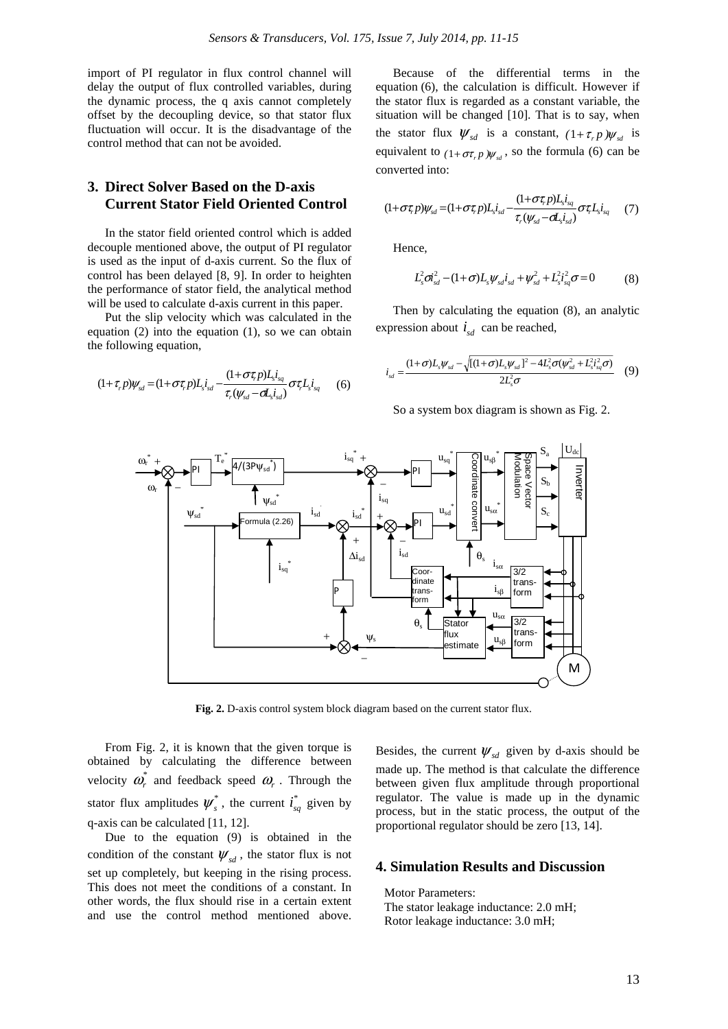import of PI regulator in flux control channel will delay the output of flux controlled variables, during the dynamic process, the q axis cannot completely offset by the decoupling device, so that stator flux fluctuation will occur. It is the disadvantage of the control method that can not be avoided.

## 3. Direct Solver Based on the D-axis Current Stator Field Oriented Control

In the stator field oriented control which is added decouple mentioned above, the output of PI regulator is used as the input of d-axis current. So the flux of control has been delayed [8, 9]. In order to heighten the performance of stator field, the analytical method will be used to calculate d-axis current in this paper.

Put the slip velocity which was calculated in the equation (2) into the equation (1), so we can obtain the following equation,

$$(1+\tau_r p)\psi_{sd} = (1+\sigma\tau_r p)L_s i_{sd} - \frac{(1+\sigma\tau_r p)L_s i_{sq}}{\tau_r(\psi_{sd}-\sigma L_s i_{sd})}\sigma\tau_r L_s i_{sq} \quad (6)$$

Because of the differential terms in the equation (6), the calculation is difficult. However if the stator flux is regarded as a constant variable, the situation will be changed [10]. That is to say, when the stator flux $\psi_{sd}$ is a constant, $(1+\tau_r p)\psi_{sd}$ is equivalent to $(1+\sigma\tau_r p)\psi_{sd}$, so the formula (6) can be converted into:

$$(1+\sigma\tau_r p)\psi_{sd} = (1+\sigma\tau_r p)L_s i_{sd} - \frac{(1+\sigma\tau_r p)L_s i_{sq}}{\tau_r(\psi_{sd}-\sigma L_s i_{sd})}\sigma\tau_r L_s i_{sq} \quad (7)$$

Hence,

$$L_s^2\sigma i_{sd}^2 - (1+\sigma)L_s\psi_{sd}i_{sd} + \psi_{sd}^2 + L_s^2 i_{sq}^2\sigma = 0 \quad (8)$$

Then by calculating the equation (8), an analytic expression about $i_{sd}$ can be reached,

$$i_{sd} = \frac{(1+\sigma)L_s\psi_{sd} - \sqrt{[(1+\sigma)L_s\psi_{sd}]^2 - 4L_s^2\sigma(\psi_{sd}^2 + L_s^2 i_{sq}^2\sigma)}}{2L_s^2\sigma} \quad (9)$$

So a system box diagram is shown as Fig. 2.

**Fig. 2.** D-axis control system block diagram based on the current stator flux.

From Fig. 2, it is known that the given torque is obtained by calculating the difference between velocity $\omega_r^*$ and feedback speed $\omega_r$. Through the stator flux amplitudes $\psi_s^*$, the current $i_{sq}^*$ given by q-axis can be calculated [11, 12].

Due to the equation (9) is obtained in the condition of the constant $\psi_{sd}$, the stator flux is not set up completely, but keeping in the rising process. This does not meet the conditions of a constant. In other words, the flux should rise in a certain extent and use the control method mentioned above. Besides, the current $\psi_{sd}$ given by d-axis should be made up. The method is that calculate the difference between given flux amplitude through proportional regulator. The value is made up in the dynamic process, but in the static process, the output of the proportional regulator should be zero [13, 14].

## 4. Simulation Results and Discussion

Motor Parameters:
The stator leakage inductance: 2.0 mH;
Rotor leakage inductance: 3.0 mH;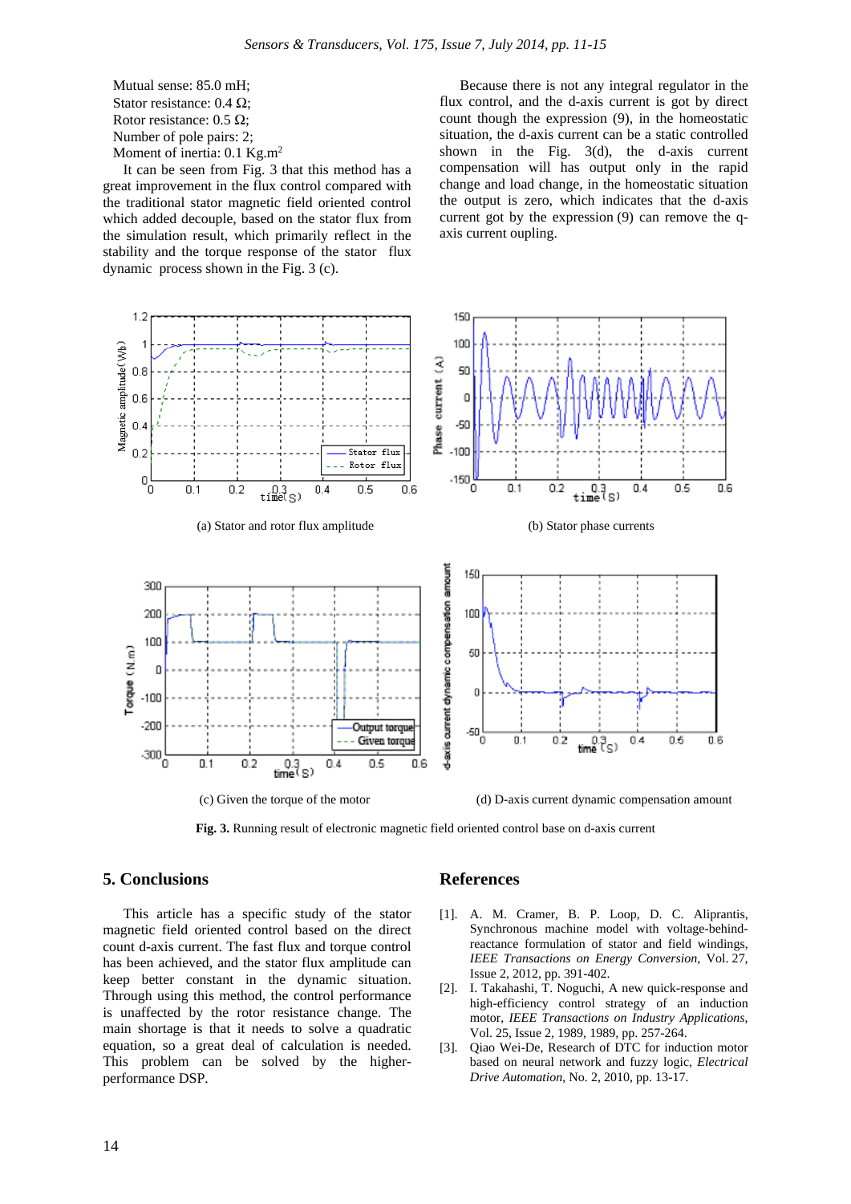Mutual sense: 85.0 mH;
Stator resistance: 0.4 Ω;
Rotor resistance: 0.5 Ω;
Number of pole pairs: 2;
Moment of inertia: 0.1 Kg.m$^2$

It can be seen from Fig. 3 that this method has a great improvement in the flux control compared with the traditional stator magnetic field oriented control which added decouple, based on the stator flux from the simulation result, which primarily reflect in the stability and the torque response of the stator flux dynamic process shown in the Fig. 3 (c).

Because there is not any integral regulator in the flux control, and the d-axis current is got by direct count though the expression (9), in the homeostatic situation, the d-axis current can be a static controlled shown in the Fig. 3(d), the d-axis current compensation will has output only in the rapid change and load change, in the homeostatic situation the output is zero, which indicates that the d-axis current got by the expression (9) can remove the q-axis current oupling.

(a) Stator and rotor flux amplitude

(b) Stator phase currents

(c) Given the torque of the motor

(d) D-axis current dynamic compensation amount

**Fig. 3.** Running result of electronic magnetic field oriented control base on d-axis current

## 5. Conclusions

This article has a specific study of the stator magnetic field oriented control based on the direct count d-axis current. The fast flux and torque control has been achieved, and the stator flux amplitude can keep better constant in the dynamic situation. Through using this method, the control performance is unaffected by the rotor resistance change. The main shortage is that it needs to solve a quadratic equation, so a great deal of calculation is needed. This problem can be solved by the higher-performance DSP.

## References

[1]. A. M. Cramer, B. P. Loop, D. C. Aliprantis, Synchronous machine model with voltage-behind-reactance formulation of stator and field windings, *IEEE Transactions on Energy Conversion*, Vol. 27, Issue 2, 2012, pp. 391-402.

[2]. I. Takahashi, T. Noguchi, A new quick-response and high-efficiency control strategy of an induction motor, *IEEE Transactions on Industry Applications*, Vol. 25, Issue 2, 1989, 1989, pp. 257-264.

[3]. Qiao Wei-De, Research of DTC for induction motor based on neural network and fuzzy logic, *Electrical Drive Automation*, No. 2, 2010, pp. 13-17.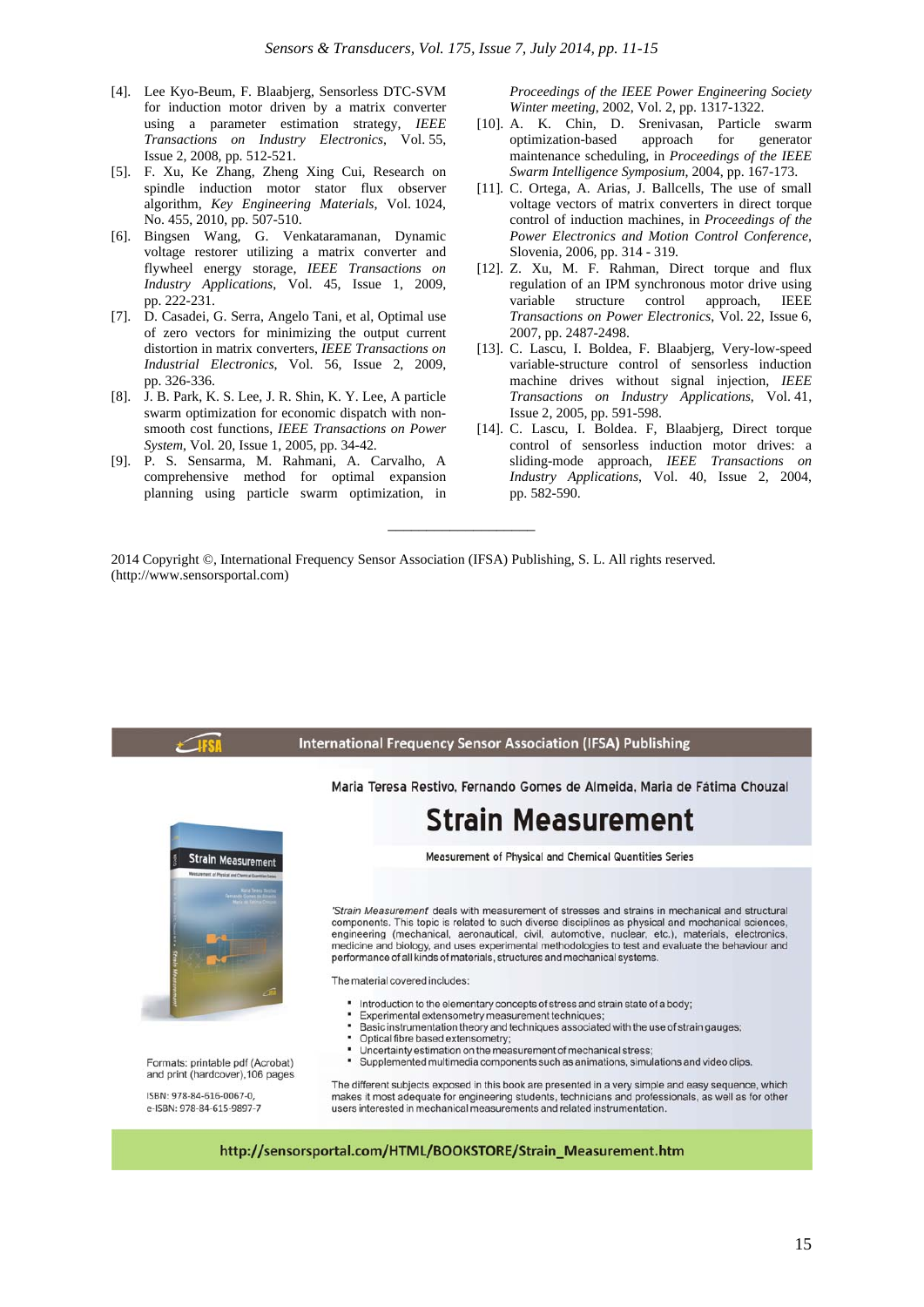[4]. Lee Kyo-Beum, F. Blaabjerg, Sensorless DTC-SVM for induction motor driven by a matrix converter using a parameter estimation strategy, *IEEE Transactions on Industry Electronics*, Vol. 55, Issue 2, 2008, pp. 512-521.

[5]. F. Xu, Ke Zhang, Zheng Xing Cui, Research on spindle induction motor stator flux observer algorithm, *Key Engineering Materials*, Vol. 1024, No. 455, 2010, pp. 507-510.

[6]. Bingsen Wang, G. Venkataramanan, Dynamic voltage restorer utilizing a matrix converter and flywheel energy storage, *IEEE Transactions on Industry Applications*, Vol. 45, Issue 1, 2009, pp. 222-231.

[7]. D. Casadei, G. Serra, Angelo Tani, et al, Optimal use of zero vectors for minimizing the output current distortion in matrix converters, *IEEE Transactions on Industrial Electronics*, Vol. 56, Issue 2, 2009, pp. 326-336.

[8]. J. B. Park, K. S. Lee, J. R. Shin, K. Y. Lee, A particle swarm optimization for economic dispatch with non-smooth cost functions, *IEEE Transactions on Power System*, Vol. 20, Issue 1, 2005, pp. 34-42.

[9]. P. S. Sensarma, M. Rahmani, A. Carvalho, A comprehensive method for optimal expansion planning using particle swarm optimization, in *Proceedings of the IEEE Power Engineering Society Winter meeting*, 2002, Vol. 2, pp. 1317-1322.

[10]. A. K. Chin, D. Srenivasan, Particle swarm optimization-based approach for generator maintenance scheduling, in *Proceedings of the IEEE Swarm Intelligence Symposium*, 2004, pp. 167-173.

[11]. C. Ortega, A. Arias, J. Ballcells, The use of small voltage vectors of matrix converters in direct torque control of induction machines, in *Proceedings of the Power Electronics and Motion Control Conference*, Slovenia, 2006, pp. 314 - 319.

[12]. Z. Xu, M. F. Rahman, Direct torque and flux regulation of an IPM synchronous motor drive using variable structure control approach, IEEE *Transactions on Power Electronics*, Vol. 22, Issue 6, 2007, pp. 2487-2498.

[13]. C. Lascu, I. Boldea, F. Blaabjerg, Very-low-speed variable-structure control of sensorless induction machine drives without signal injection, *IEEE Transactions on Industry Applications*, Vol. 41, Issue 2, 2005, pp. 591-598.

[14]. C. Lascu, I. Boldea. F, Blaabjerg, Direct torque control of sensorless induction motor drives: a sliding-mode approach, *IEEE Transactions on Industry Applications*, Vol. 40, Issue 2, 2004, pp. 582-590.

---

2014 Copyright ©, International Frequency Sensor Association (IFSA) Publishing, S. L. All rights reserved. (http://www.sensorsportal.com)

**International Frequency Sensor Association (IFSA) Publishing**

Maria Teresa Restivo, Fernando Gomes de Almeida, Maria de Fátima Chouzal

## Strain Measurement

Measurement of Physical and Chemical Quantities Series

'*Strain Measurement*' deals with measurement of stresses and strains in mechanical and structural components. This topic is related to such diverse disciplines as physical and mechanical sciences, engineering (mechanical, aeronautical, civil, automotive, nuclear, etc.), materials, electronics, medicine and biology, and uses experimental methodologies to test and evaluate the behaviour and performance of all kinds of materials, structures and mechanical systems.

The material covered includes:

- Introduction to the elementary concepts of stress and strain state of a body;
- Experimental extensometry measurement techniques;
- Basic instrumentation theory and techniques associated with the use of strain gauges;
- Optical fibre based extensometry;
- Uncertainty estimation on the measurement of mechanical stress;
- Supplemented multimedia components such as animations, simulations and video clips.

The different subjects exposed in this book are presented in a very simple and easy sequence, which makes it most adequate for engineering students, technicians and professionals, as well as for other users interested in mechanical measurements and related instrumentation.

Formats: printable pdf (Acrobat) and print (hardcover), 106 pages

ISBN: 978-84-615-0067-0,
e-ISBN: 978-84-615-9897-7

**http://sensorsportal.com/HTML/BOOKSTORE/Strain_Measurement.htm**